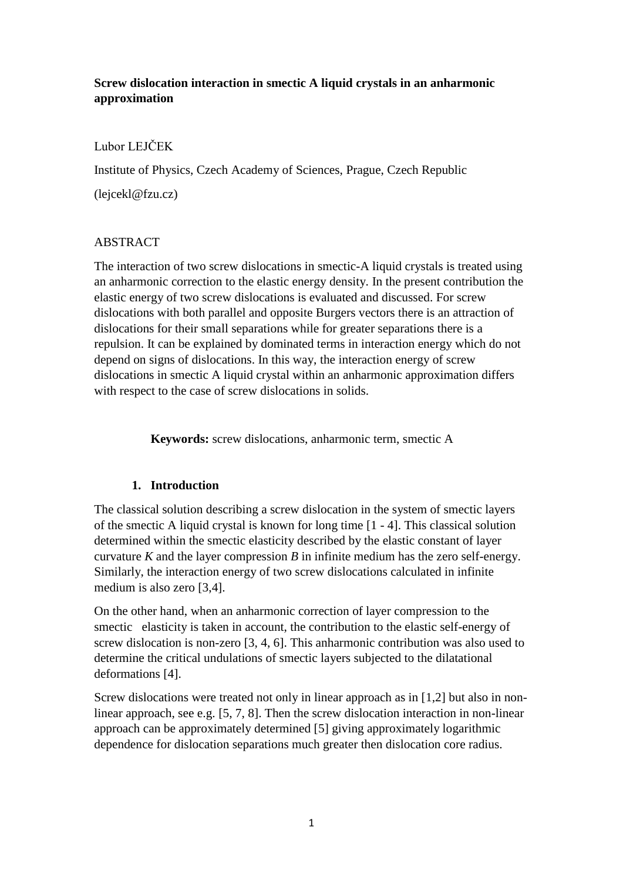**Screw dislocation interaction in smectic A liquid crystals in an anharmonic approximation**

Lubor LEJČEK

Institute of Physics, Czech Academy of Sciences, Prague, Czech Republic

(lejcekl@fzu.cz)

ABSTRACT

The interaction of two screw dislocations in smectic-A liquid crystals is treated using an anharmonic correction to the elastic energy density. In the present contribution the elastic energy of two screw dislocations is evaluated and discussed. For screw dislocations with both parallel and opposite Burgers vectors there is an attraction of dislocations for their small separations while for greater separations there is a repulsion. It can be explained by dominated terms in interaction energy which do not depend on signs of dislocations. In this way, the interaction energy of screw dislocations in smectic A liquid crystal within an anharmonic approximation differs with respect to the case of screw dislocations in solids.

**Keywords:** screw dislocations, anharmonic term, smectic A

## 1. Introduction

The classical solution describing a screw dislocation in the system of smectic layers of the smectic A liquid crystal is known for long time [1 - 4]. This classical solution determined within the smectic elasticity described by the elastic constant of layer curvature $K$ and the layer compression $B$ in infinite medium has the zero self-energy. Similarly, the interaction energy of two screw dislocations calculated in infinite medium is also zero [3,4].

On the other hand, when an anharmonic correction of layer compression to the smectic elasticity is taken in account, the contribution to the elastic self-energy of screw dislocation is non-zero [3, 4, 6]. This anharmonic contribution was also used to determine the critical undulations of smectic layers subjected to the dilatational deformations [4].

Screw dislocations were treated not only in linear approach as in [1,2] but also in non-linear approach, see e.g. [5, 7, 8]. Then the screw dislocation interaction in non-linear approach can be approximately determined [5] giving approximately logarithmic dependence for dislocation separations much greater then dislocation core radius.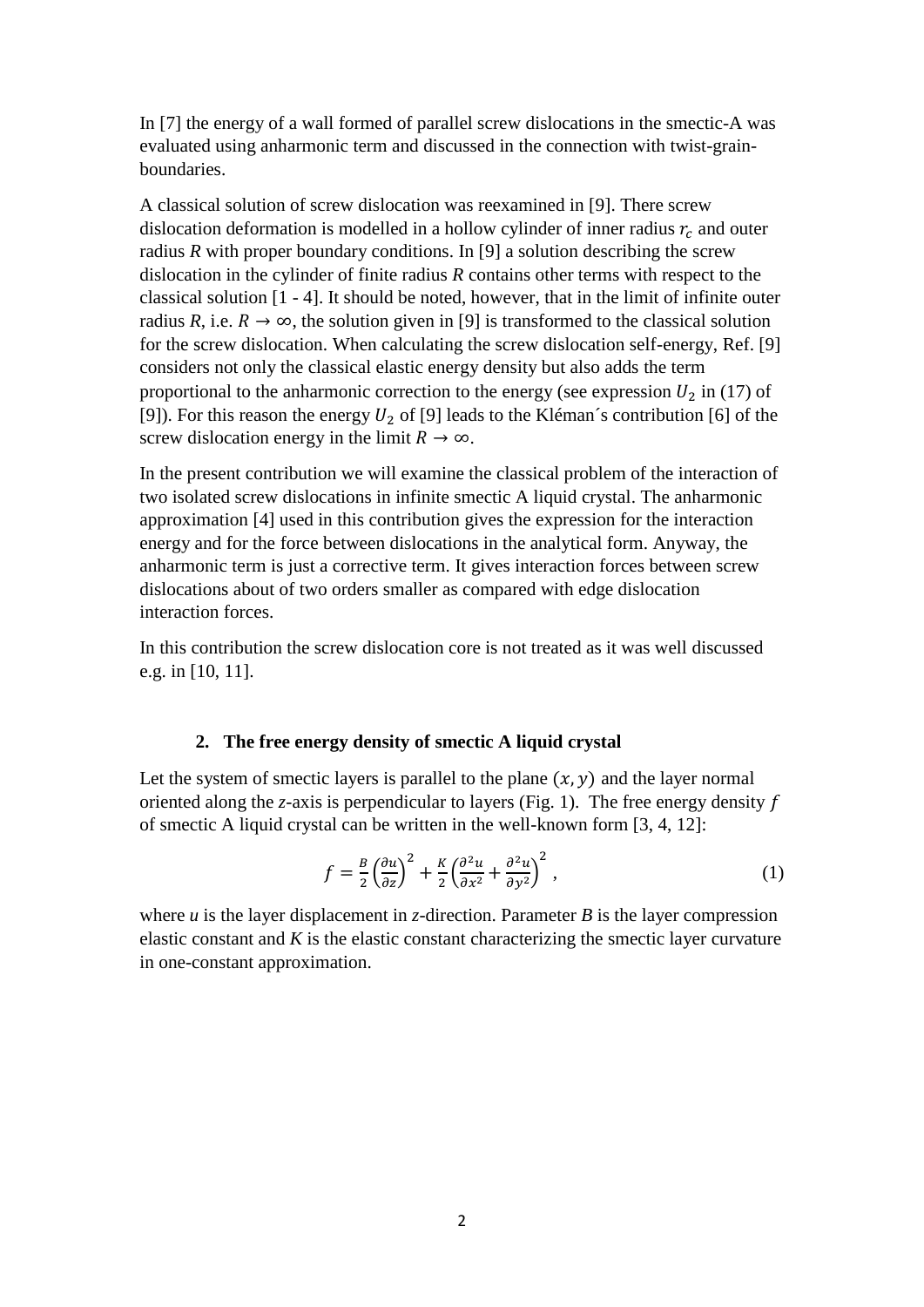In [7] the energy of a wall formed of parallel screw dislocations in the smectic-A was evaluated using anharmonic term and discussed in the connection with twist-grain-boundaries.

A classical solution of screw dislocation was reexamined in [9]. There screw dislocation deformation is modelled in a hollow cylinder of inner radius $r_c$ and outer radius $R$ with proper boundary conditions. In [9] a solution describing the screw dislocation in the cylinder of finite radius $R$ contains other terms with respect to the classical solution [1 - 4]. It should be noted, however, that in the limit of infinite outer radius $R$, i.e. $R \to \infty$, the solution given in [9] is transformed to the classical solution for the screw dislocation. When calculating the screw dislocation self-energy, Ref. [9] considers not only the classical elastic energy density but also adds the term proportional to the anharmonic correction to the energy (see expression $U_2$ in (17) of [9]). For this reason the energy $U_2$ of [9] leads to the Kléman´s contribution [6] of the screw dislocation energy in the limit $R \to \infty$.

In the present contribution we will examine the classical problem of the interaction of two isolated screw dislocations in infinite smectic A liquid crystal. The anharmonic approximation [4] used in this contribution gives the expression for the interaction energy and for the force between dislocations in the analytical form. Anyway, the anharmonic term is just a corrective term. It gives interaction forces between screw dislocations about of two orders smaller as compared with edge dislocation interaction forces.

In this contribution the screw dislocation core is not treated as it was well discussed e.g. in [10, 11].

## 2. The free energy density of smectic A liquid crystal

Let the system of smectic layers is parallel to the plane $(x, y)$ and the layer normal oriented along the *z*-axis is perpendicular to layers (Fig. 1). The free energy density $f$ of smectic A liquid crystal can be written in the well-known form [3, 4, 12]:

$$f = \frac{B}{2}\left(\frac{\partial u}{\partial z}\right)^2 + \frac{K}{2}\left(\frac{\partial^2 u}{\partial x^2} + \frac{\partial^2 u}{\partial y^2}\right)^2 , \tag{1}$$

where $u$ is the layer displacement in *z*-direction. Parameter $B$ is the layer compression elastic constant and $K$ is the elastic constant characterizing the smectic layer curvature in one-constant approximation.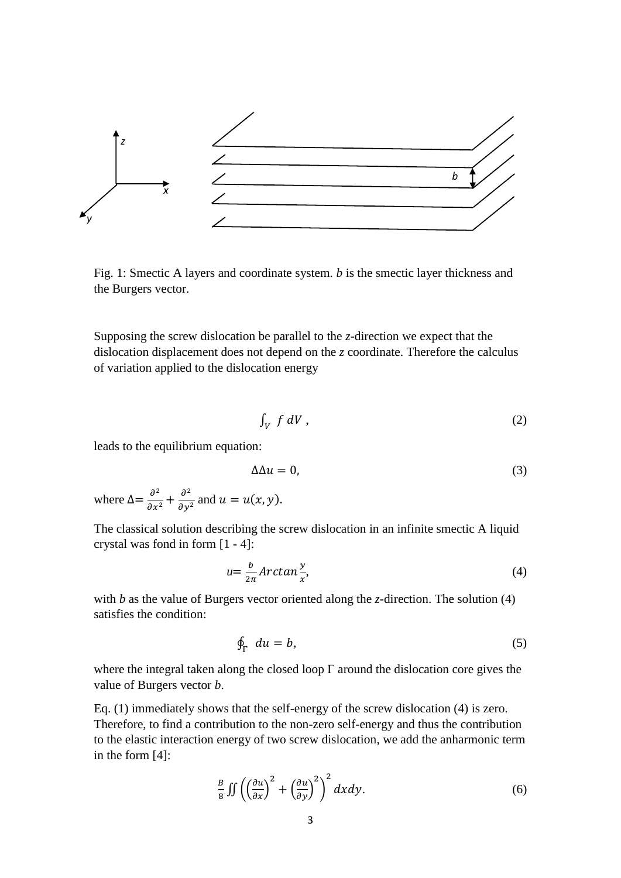Fig. 1: Smectic A layers and coordinate system. *b* is the smectic layer thickness and the Burgers vector.

Supposing the screw dislocation be parallel to the *z*-direction we expect that the dislocation displacement does not depend on the *z* coordinate. Therefore the calculus of variation applied to the dislocation energy

$$\int_V f\, dV \;, \tag{2}$$

leads to the equilibrium equation:

$$\Delta\Delta u = 0, \tag{3}$$

where $\Delta = \frac{\partial^2}{\partial x^2} + \frac{\partial^2}{\partial y^2}$ and $u = u(x, y)$.

The classical solution describing the screw dislocation in an infinite smectic A liquid crystal was fond in form [1 - 4]:

$$u = \frac{b}{2\pi} Arctan\frac{y}{x}, \tag{4}$$

with *b* as the value of Burgers vector oriented along the *z*-direction. The solution (4) satisfies the condition:

$$\oint_\Gamma du = b, \tag{5}$$

where the integral taken along the closed loop Γ around the dislocation core gives the value of Burgers vector *b*.

Eq. (1) immediately shows that the self-energy of the screw dislocation (4) is zero. Therefore, to find a contribution to the non-zero self-energy and thus the contribution to the elastic interaction energy of two screw dislocation, we add the anharmonic term in the form [4]:

$$\frac{B}{8}\iint \left(\left(\frac{\partial u}{\partial x}\right)^2 + \left(\frac{\partial u}{\partial y}\right)^2\right)^2 dxdy. \tag{6}$$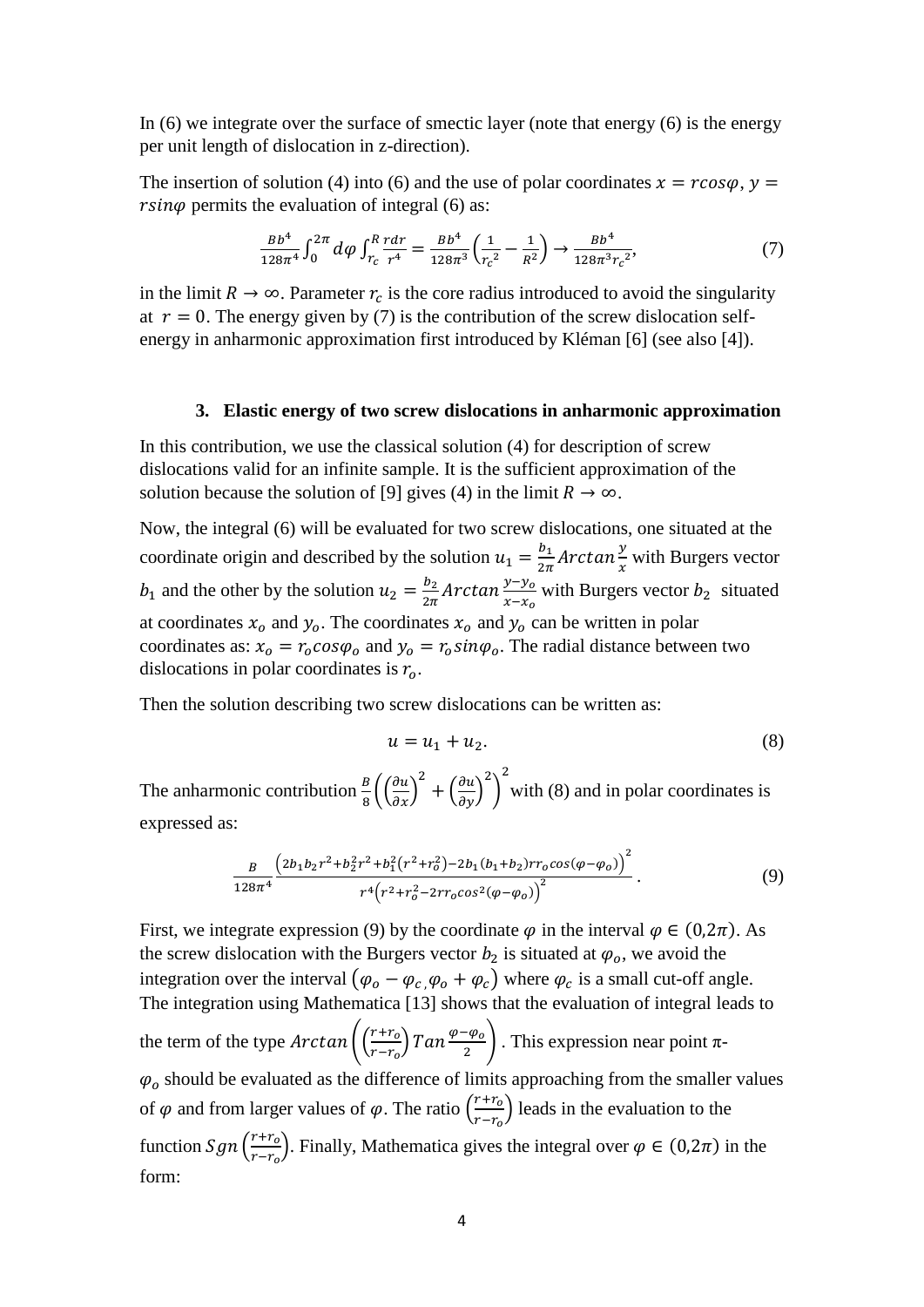In (6) we integrate over the surface of smectic layer (note that energy (6) is the energy per unit length of dislocation in z-direction).

The insertion of solution (4) into (6) and the use of polar coordinates $x = r\cos\varphi$, $y = r\sin\varphi$ permits the evaluation of integral (6) as:

$$\frac{Bb^4}{128\pi^4}\int_0^{2\pi} d\varphi \int_{r_c}^{R} \frac{r dr}{r^4} = \frac{Bb^4}{128\pi^3}\left(\frac{1}{r_c^{\,2}} - \frac{1}{R^2}\right) \to \frac{Bb^4}{128\pi^3 r_c^{\,2}}, \tag{7}$$

in the limit $R \to \infty$. Parameter $r_c$ is the core radius introduced to avoid the singularity at $r = 0$. The energy given by (7) is the contribution of the screw dislocation self-energy in anharmonic approximation first introduced by Kléman [6] (see also [4]).

### 3. Elastic energy of two screw dislocations in anharmonic approximation

In this contribution, we use the classical solution (4) for description of screw dislocations valid for an infinite sample. It is the sufficient approximation of the solution because the solution of [9] gives (4) in the limit $R \to \infty$.

Now, the integral (6) will be evaluated for two screw dislocations, one situated at the coordinate origin and described by the solution $u_1 = \frac{b_1}{2\pi} Arctan \frac{y}{x}$ with Burgers vector $b_1$ and the other by the solution $u_2 = \frac{b_2}{2\pi} Arctan \frac{y-y_o}{x-x_o}$ with Burgers vector $b_2$ situated at coordinates $x_o$ and $y_o$. The coordinates $x_o$ and $y_o$ can be written in polar coordinates as: $x_o = r_o\cos\varphi_o$ and $y_o = r_o\sin\varphi_o$. The radial distance between two dislocations in polar coordinates is $r_o$.

Then the solution describing two screw dislocations can be written as:

$$u = u_1 + u_2. \tag{8}$$

The anharmonic contribution $\frac{B}{8}\left(\left(\frac{\partial u}{\partial x}\right)^2 + \left(\frac{\partial u}{\partial y}\right)^2\right)^2$ with (8) and in polar coordinates is expressed as:

$$\frac{B}{128\pi^4} \frac{\left(2b_1b_2r^2 + b_2^2r^2 + b_1^2(r^2+r_o^2) - 2b_1(b_1+b_2)rr_o\cos(\varphi-\varphi_o)\right)^2}{r^4\left(r^2+r_o^2-2rr_o\cos^2(\varphi-\varphi_o)\right)^2}. \tag{9}$$

First, we integrate expression (9) by the coordinate $\varphi$ in the interval $\varphi \in (0,2\pi)$. As the screw dislocation with the Burgers vector $b_2$ is situated at $\varphi_o$, we avoid the integration over the interval $(\varphi_o - \varphi_c, \varphi_o + \varphi_c)$ where $\varphi_c$ is a small cut-off angle. The integration using Mathematica [13] shows that the evaluation of integral leads to the term of the type $Arctan\left(\left(\frac{r+r_o}{r-r_o}\right) Tan \frac{\varphi-\varphi_o}{2}\right)$. This expression near point $\pi$-$\varphi_o$ should be evaluated as the difference of limits approaching from the smaller values of $\varphi$ and from larger values of $\varphi$. The ratio $\left(\frac{r+r_o}{r-r_o}\right)$ leads in the evaluation to the function $Sgn\left(\frac{r+r_o}{r-r_o}\right)$. Finally, Mathematica gives the integral over $\varphi \in (0,2\pi)$ in the form: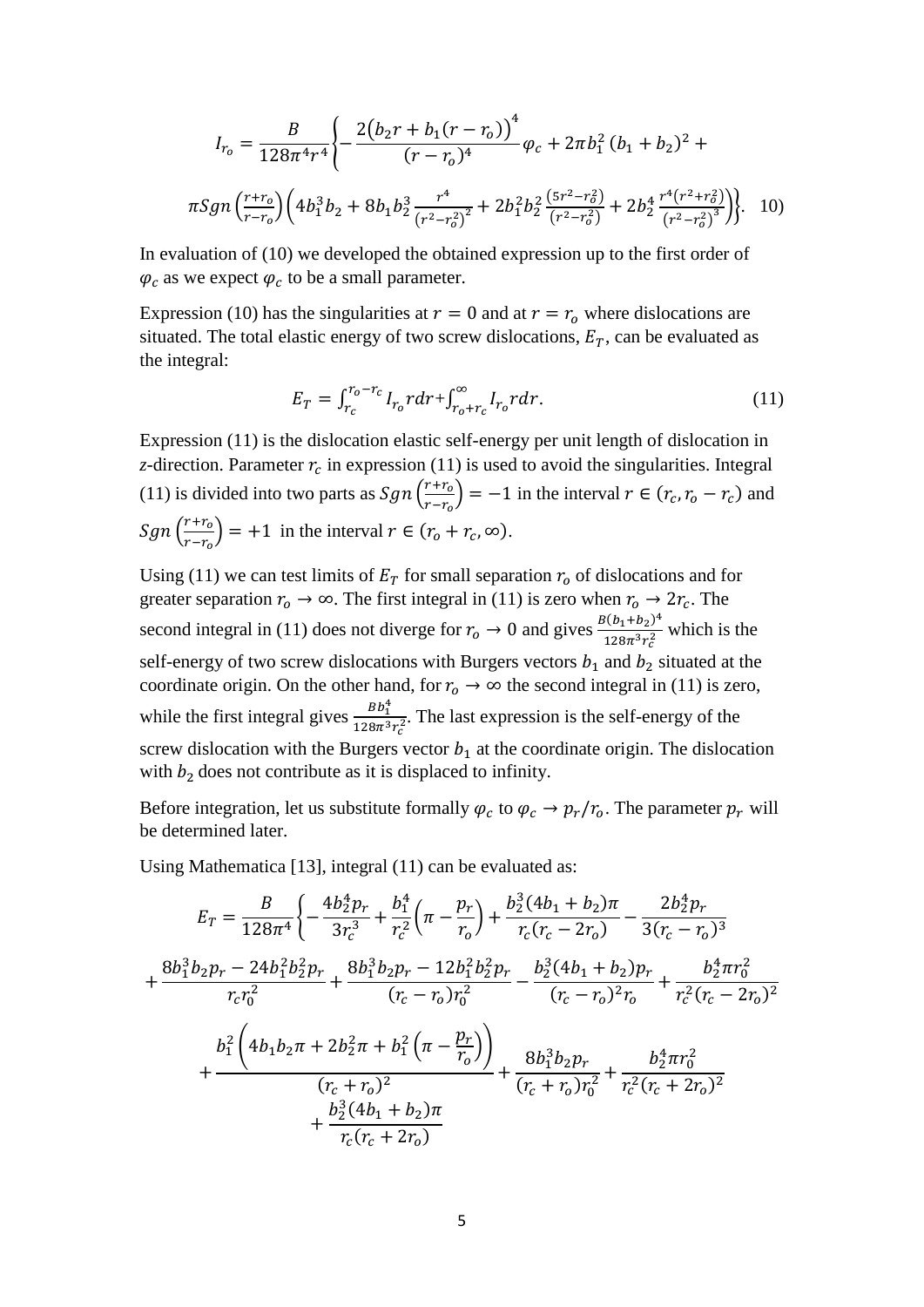$$I_{r_o} = \frac{B}{128\pi^4 r^4}\left\{-\frac{2\left(b_2 r + b_1(r-r_o)\right)^4}{(r-r_o)^4}\varphi_c + 2\pi b_1^2\,(b_1+b_2)^2 + \right.$$

$$\left.\pi Sgn\left(\frac{r+r_o}{r-r_o}\right)\left(4b_1^3 b_2 + 8b_1 b_2^3 \frac{r^4}{\left(r^2-r_o^2\right)^2} + 2b_1^2 b_2^2 \frac{\left(5r^2-r_o^2\right)}{\left(r^2-r_o^2\right)} + 2b_2^4 \frac{r^4\left(r^2+r_o^2\right)}{\left(r^2-r_o^2\right)^3}\right)\right\}. \quad 10)$$

In evaluation of (10) we developed the obtained expression up to the first order of $\varphi_c$ as we expect $\varphi_c$ to be a small parameter.

Expression (10) has the singularities at $r = 0$ and at $r = r_o$ where dislocations are situated. The total elastic energy of two screw dislocations, $E_T$, can be evaluated as the integral:

$$E_T = \int_{r_c}^{r_o - r_c} I_{r_o} r dr + \int_{r_o + r_c}^{\infty} I_{r_o} r dr. \quad (11)$$

Expression (11) is the dislocation elastic self-energy per unit length of dislocation in *z*-direction. Parameter $r_c$ in expression (11) is used to avoid the singularities. Integral (11) is divided into two parts as $Sgn\left(\frac{r+r_o}{r-r_o}\right) = -1$ in the interval $r \in (r_c, r_o - r_c)$ and $Sgn\left(\frac{r+r_o}{r-r_o}\right) = +1$ in the interval $r \in (r_o + r_c, \infty)$.

Using (11) we can test limits of $E_T$ for small separation $r_o$ of dislocations and for greater separation $r_o \to \infty$. The first integral in (11) is zero when $r_o \to 2r_c$. The second integral in (11) does not diverge for $r_o \to 0$ and gives $\frac{B(b_1+b_2)^4}{128\pi^3 r_c^2}$ which is the self-energy of two screw dislocations with Burgers vectors $b_1$ and $b_2$ situated at the coordinate origin. On the other hand, for $r_o \to \infty$ the second integral in (11) is zero, while the first integral gives $\frac{B b_1^4}{128\pi^3 r_c^2}$. The last expression is the self-energy of the screw dislocation with the Burgers vector $b_1$ at the coordinate origin. The dislocation with $b_2$ does not contribute as it is displaced to infinity.

Before integration, let us substitute formally $\varphi_c$ to $\varphi_c \to p_r/r_o$. The parameter $p_r$ will be determined later.

Using Mathematica [13], integral (11) can be evaluated as:

$$E_T = \frac{B}{128\pi^4}\left\{-\frac{4b_2^4 p_r}{3r_c^3} + \frac{b_1^4}{r_c^2}\left(\pi - \frac{p_r}{r_o}\right) + \frac{b_2^3(4b_1+b_2)\pi}{r_c(r_c-2r_o)} - \frac{2b_2^4 p_r}{3(r_c-r_o)^3}\right.$$

$$+\frac{8b_1^3 b_2 p_r - 24 b_1^2 b_2^2 p_r}{r_c r_0^2} + \frac{8b_1^3 b_2 p_r - 12 b_1^2 b_2^2 p_r}{(r_c-r_o) r_0^2} - \frac{b_2^3(4b_1+b_2)p_r}{(r_c-r_o)^2 r_o} + \frac{b_2^4 \pi r_0^2}{r_c^2(r_c-2r_o)^2}$$

$$+\frac{b_1^2\left(4b_1 b_2 \pi + 2b_2^2\pi + b_1^2\left(\pi - \frac{p_r}{r_o}\right)\right)}{(r_c+r_o)^2} + \frac{8b_1^3 b_2 p_r}{(r_c+r_o) r_0^2} + \frac{b_2^4 \pi r_0^2}{r_c^2(r_c+2r_o)^2}$$

$$+\frac{b_2^3(4b_1+b_2)\pi}{r_c(r_c+2r_o)}$$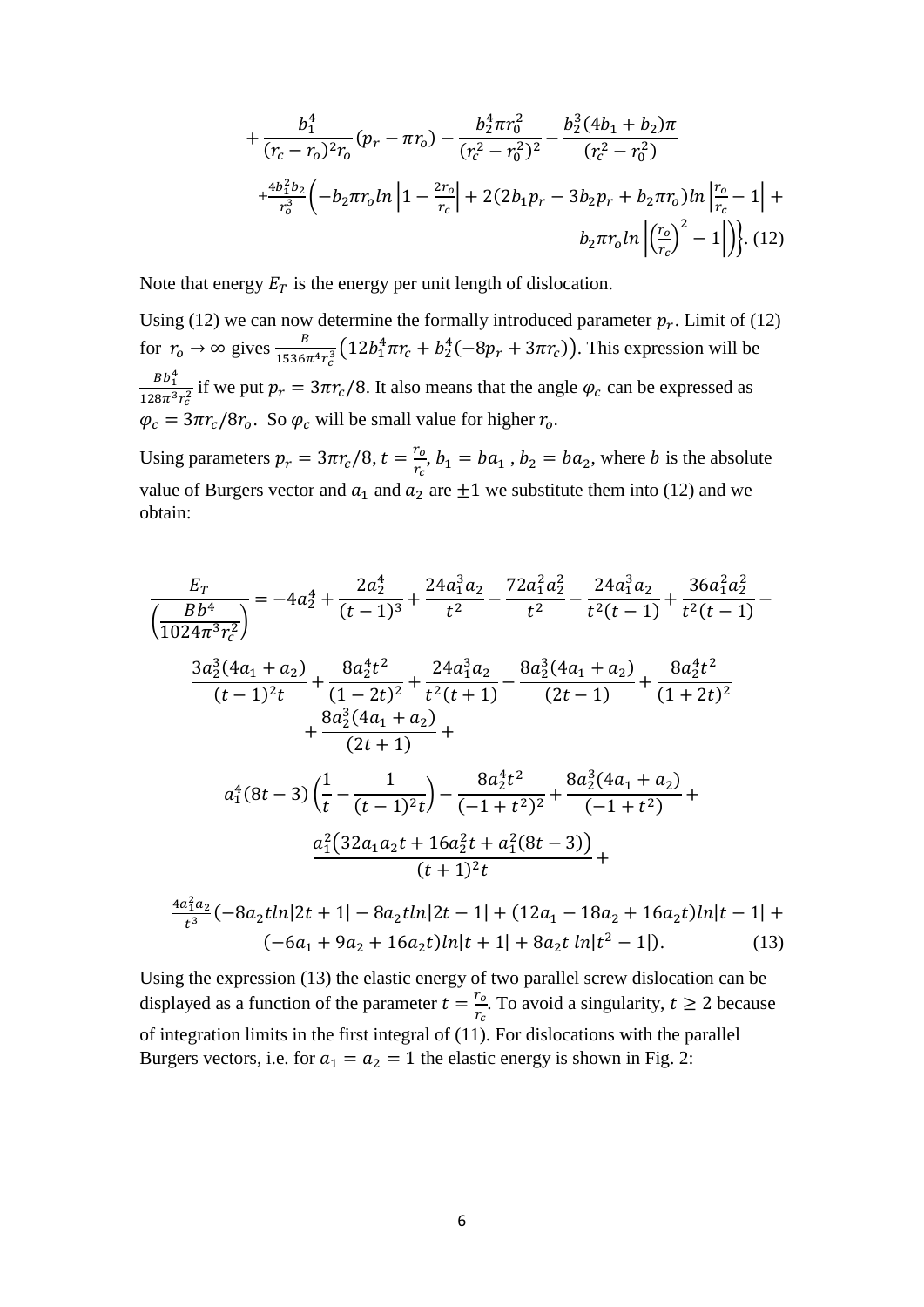$$+\frac{b_1^4}{(r_c - r_o)^2 r_o}(p_r - \pi r_o) - \frac{b_2^4 \pi r_0^2}{(r_c^2 - r_0^2)^2} - \frac{b_2^3(4b_1 + b_2)\pi}{(r_c^2 - r_0^2)}$$

$$+\frac{4b_1^2 b_2}{r_o^3}\left(-b_2 \pi r_o ln\left|1 - \frac{2r_o}{r_c}\right| + 2(2b_1 p_r - 3b_2 p_r + b_2 \pi r_o) ln\left|\frac{r_o}{r_c} - 1\right| + b_2 \pi r_o ln\left|\left(\frac{r_o}{r_c}\right)^2 - 1\right|\right)\Bigg\}. \quad (12)$$

Note that energy $E_T$ is the energy per unit length of dislocation.

Using (12) we can now determine the formally introduced parameter $p_r$. Limit of (12) for $r_o \to \infty$ gives $\frac{B}{1536\pi^4 r_c^3}\left(12b_1^4 \pi r_c + b_2^4(-8p_r + 3\pi r_c)\right)$. This expression will be $\frac{Bb_1^4}{128\pi^3 r_c^2}$ if we put $p_r = 3\pi r_c/8$. It also means that the angle $\varphi_c$ can be expressed as $\varphi_c = 3\pi r_c/8r_o$. So $\varphi_c$ will be small value for higher $r_o$.

Using parameters $p_r = 3\pi r_c/8$, $t = \frac{r_o}{r_c}$, $b_1 = ba_1$ , $b_2 = ba_2$, where $b$ is the absolute value of Burgers vector and $a_1$ and $a_2$ are $\pm 1$ we substitute them into (12) and we obtain:

$$\frac{E_T}{\left(\frac{Bb^4}{1024\pi^3 r_c^2}\right)} = -4a_2^4 + \frac{2a_2^4}{(t-1)^3} + \frac{24a_1^3 a_2}{t^2} - \frac{72a_1^2 a_2^2}{t^2} - \frac{24a_1^3 a_2}{t^2(t-1)} + \frac{36a_1^2 a_2^2}{t^2(t-1)} -$$

$$\frac{3a_2^3(4a_1 + a_2)}{(t-1)^2 t} + \frac{8a_2^4 t^2}{(1-2t)^2} + \frac{24a_1^3 a_2}{t^2(t+1)} - \frac{8a_2^3(4a_1 + a_2)}{(2t-1)} + \frac{8a_2^4 t^2}{(1+2t)^2} + \frac{8a_2^3(4a_1 + a_2)}{(2t+1)} +$$

$$a_1^4(8t-3)\left(\frac{1}{t} - \frac{1}{(t-1)^2 t}\right) - \frac{8a_2^4 t^2}{(-1+t^2)^2} + \frac{8a_2^3(4a_1 + a_2)}{(-1+t^2)} +$$

$$\frac{a_1^2\left(32a_1 a_2 t + 16a_2^2 t + a_1^2(8t-3)\right)}{(t+1)^2 t} +$$

$$\frac{4a_1^2 a_2}{t^3}(-8a_2 t ln|2t+1| - 8a_2 t ln|2t-1| + (12a_1 - 18a_2 + 16a_2 t) ln|t-1| + (-6a_1 + 9a_2 + 16a_2 t) ln|t+1| + 8a_2 t\, ln|t^2 - 1|). \quad (13)$$

Using the expression (13) the elastic energy of two parallel screw dislocation can be displayed as a function of the parameter $t = \frac{r_o}{r_c}$. To avoid a singularity, $t \geq 2$ because of integration limits in the first integral of (11). For dislocations with the parallel Burgers vectors, i.e. for $a_1 = a_2 = 1$ the elastic energy is shown in Fig. 2: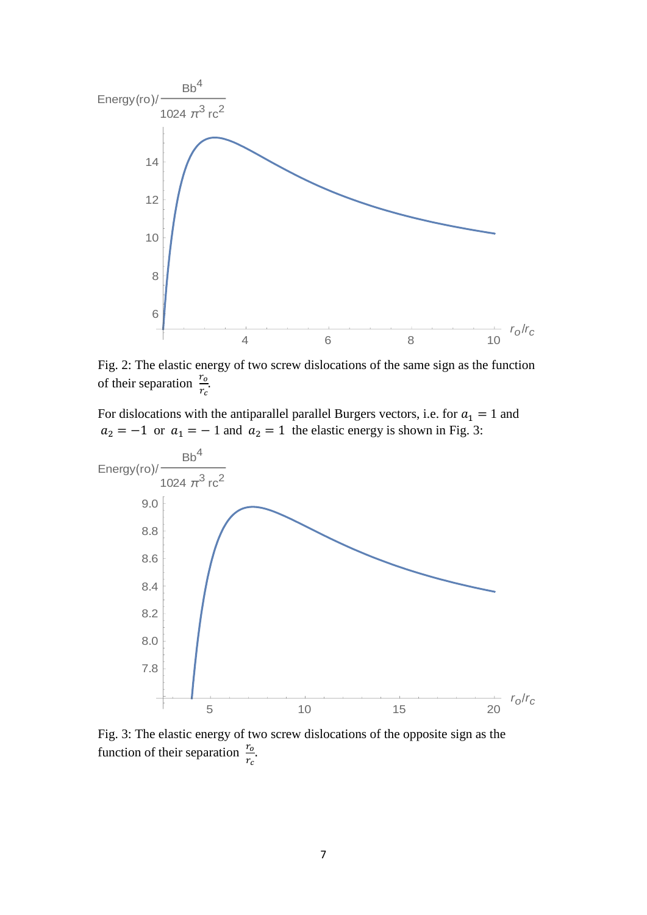Fig. 2: The elastic energy of two screw dislocations of the same sign as the function of their separation $\frac{r_o}{r_c}$.

For dislocations with the antiparallel parallel Burgers vectors, i.e. for $a_1 = 1$ and $a_2 = -1$ or $a_1 = -1$ and $a_2 = 1$ the elastic energy is shown in Fig. 3:

Fig. 3: The elastic energy of two screw dislocations of the opposite sign as the function of their separation $\frac{r_o}{r_c}$.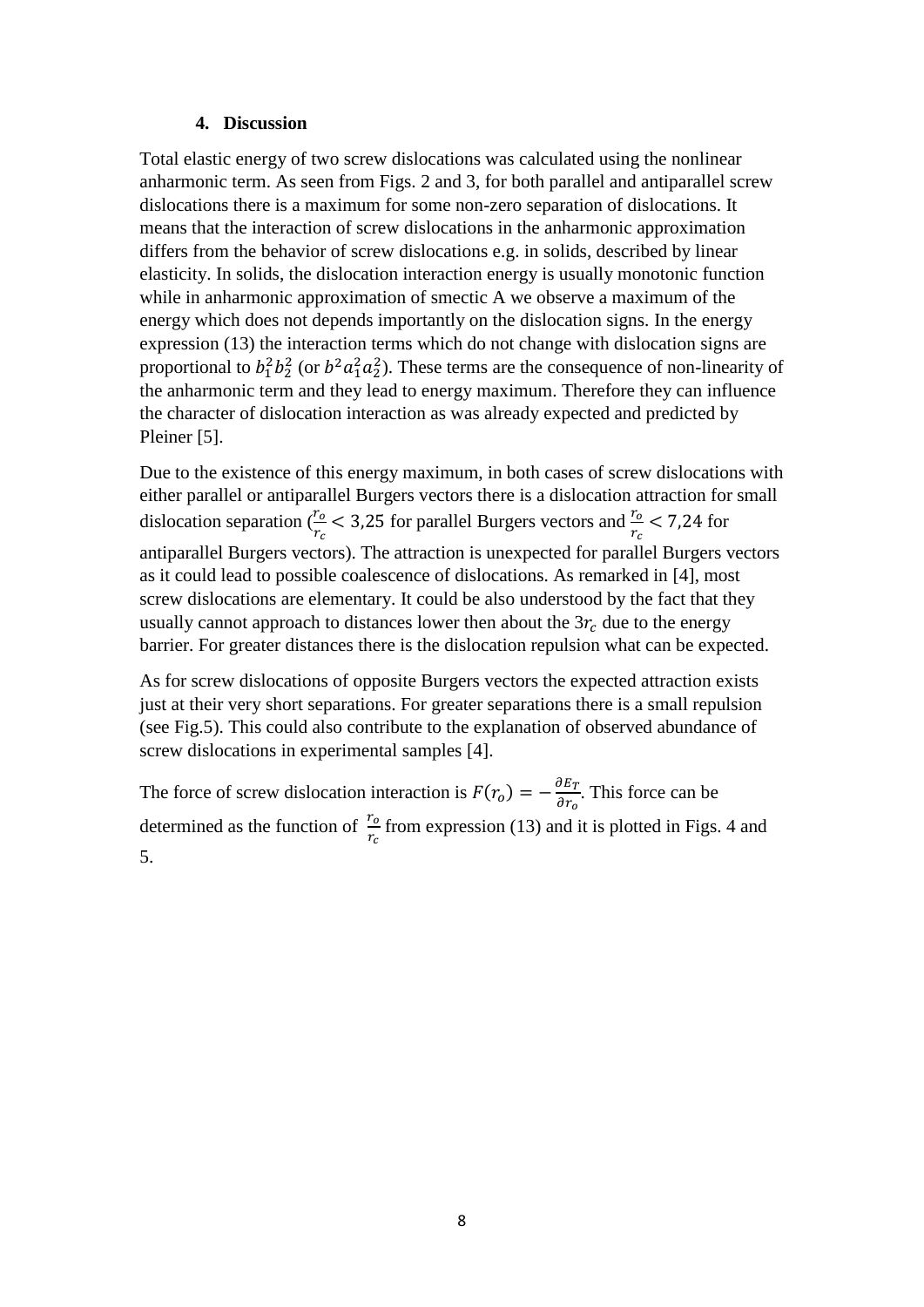## 4. Discussion

Total elastic energy of two screw dislocations was calculated using the nonlinear anharmonic term. As seen from Figs. 2 and 3, for both parallel and antiparallel screw dislocations there is a maximum for some non-zero separation of dislocations. It means that the interaction of screw dislocations in the anharmonic approximation differs from the behavior of screw dislocations e.g. in solids, described by linear elasticity. In solids, the dislocation interaction energy is usually monotonic function while in anharmonic approximation of smectic A we observe a maximum of the energy which does not depends importantly on the dislocation signs. In the energy expression (13) the interaction terms which do not change with dislocation signs are proportional to $b_1^2 b_2^2$ (or $b^2 a_1^2 a_2^2$). These terms are the consequence of non-linearity of the anharmonic term and they lead to energy maximum. Therefore they can influence the character of dislocation interaction as was already expected and predicted by Pleiner [5].

Due to the existence of this energy maximum, in both cases of screw dislocations with either parallel or antiparallel Burgers vectors there is a dislocation attraction for small dislocation separation ($\frac{r_o}{r_c} < 3{,}25$ for parallel Burgers vectors and $\frac{r_o}{r_c} < 7{,}24$ for antiparallel Burgers vectors). The attraction is unexpected for parallel Burgers vectors as it could lead to possible coalescence of dislocations. As remarked in [4], most screw dislocations are elementary. It could be also understood by the fact that they usually cannot approach to distances lower then about the $3r_c$ due to the energy barrier. For greater distances there is the dislocation repulsion what can be expected.

As for screw dislocations of opposite Burgers vectors the expected attraction exists just at their very short separations. For greater separations there is a small repulsion (see Fig.5). This could also contribute to the explanation of observed abundance of screw dislocations in experimental samples [4].

The force of screw dislocation interaction is $F(r_o) = -\frac{\partial E_T}{\partial r_o}$. This force can be determined as the function of $\frac{r_o}{r_c}$ from expression (13) and it is plotted in Figs. 4 and 5.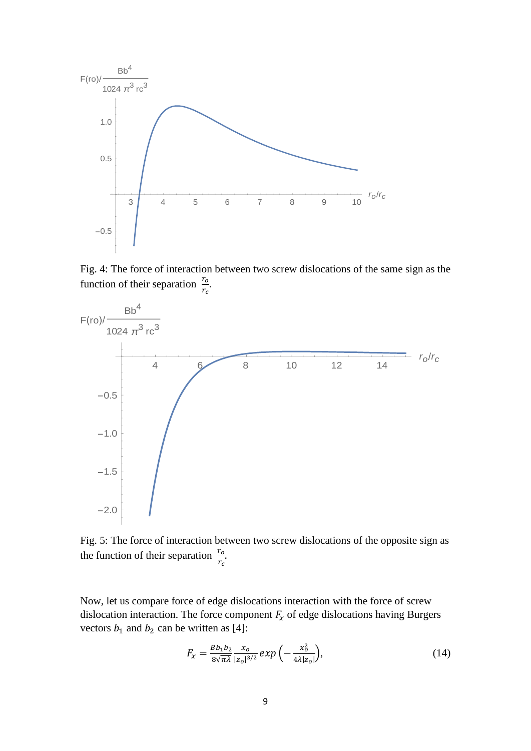Fig. 4: The force of interaction between two screw dislocations of the same sign as the function of their separation $\frac{r_o}{r_c}$.

Fig. 5: The force of interaction between two screw dislocations of the opposite sign as the function of their separation $\frac{r_o}{r_c}$.

Now, let us compare force of edge dislocations interaction with the force of screw dislocation interaction. The force component $F_x$ of edge dislocations having Burgers vectors $b_1$ and $b_2$ can be written as [4]:

$$F_x = \frac{Bb_1b_2}{8\sqrt{\pi\lambda}} \frac{x_o}{|z_o|^{3/2}} exp\left(-\frac{x_o^2}{4\lambda|z_o|}\right), \tag{14}$$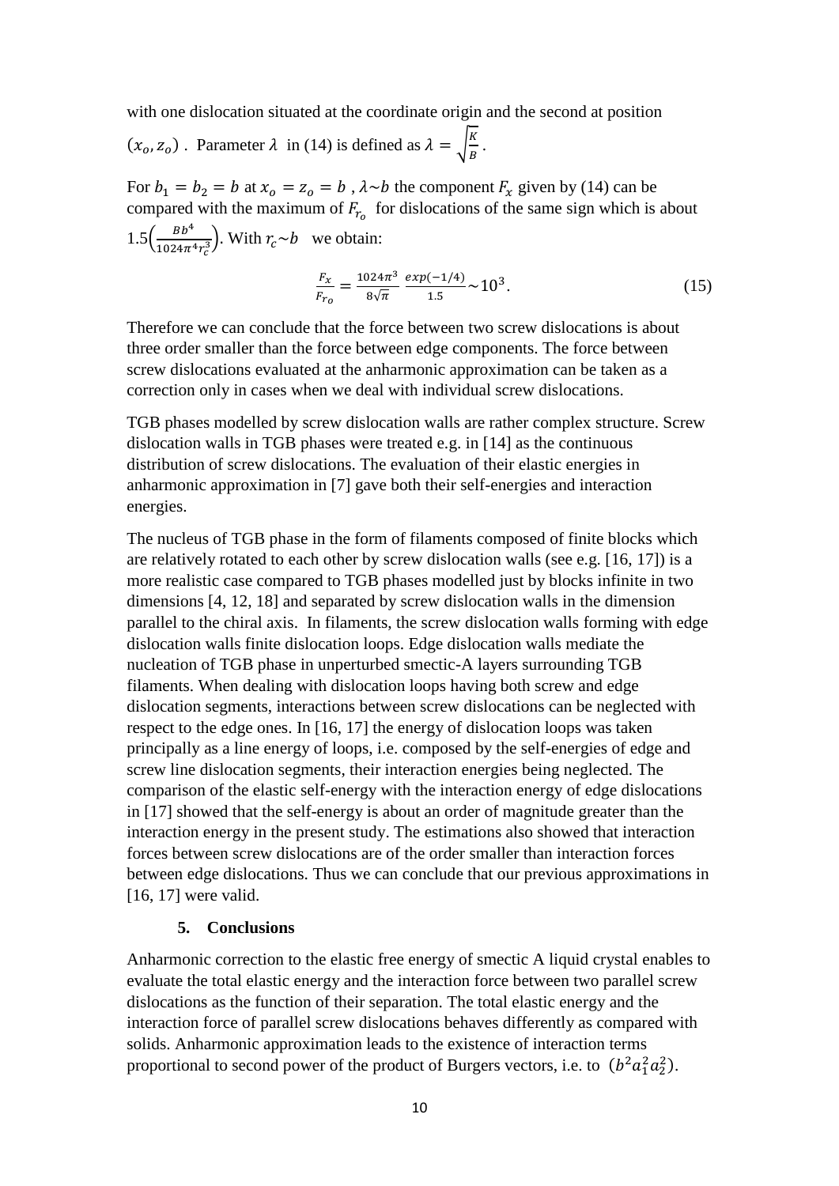with one dislocation situated at the coordinate origin and the second at position $(x_o, z_o)$ . Parameter $\lambda$ in (14) is defined as $\lambda = \sqrt{\frac{K}{B}}$ .

For $b_1 = b_2 = b$ at $x_o = z_o = b$ , $\lambda \sim b$ the component $F_x$ given by (14) can be compared with the maximum of $F_{r_o}$ for dislocations of the same sign which is about $1.5\left(\frac{Bb^4}{1024\pi^4 r_c^3}\right)$. With $r_c \sim b$ we obtain:

$$\frac{F_x}{F_{r_o}} = \frac{1024\pi^3}{8\sqrt{\pi}} \, \frac{exp(-1/4)}{1.5} \sim 10^3. \tag{15}$$

Therefore we can conclude that the force between two screw dislocations is about three order smaller than the force between edge components. The force between screw dislocations evaluated at the anharmonic approximation can be taken as a correction only in cases when we deal with individual screw dislocations.

TGB phases modelled by screw dislocation walls are rather complex structure. Screw dislocation walls in TGB phases were treated e.g. in [14] as the continuous distribution of screw dislocations. The evaluation of their elastic energies in anharmonic approximation in [7] gave both their self-energies and interaction energies.

The nucleus of TGB phase in the form of filaments composed of finite blocks which are relatively rotated to each other by screw dislocation walls (see e.g. [16, 17]) is a more realistic case compared to TGB phases modelled just by blocks infinite in two dimensions [4, 12, 18] and separated by screw dislocation walls in the dimension parallel to the chiral axis. In filaments, the screw dislocation walls forming with edge dislocation walls finite dislocation loops. Edge dislocation walls mediate the nucleation of TGB phase in unperturbed smectic-A layers surrounding TGB filaments. When dealing with dislocation loops having both screw and edge dislocation segments, interactions between screw dislocations can be neglected with respect to the edge ones. In [16, 17] the energy of dislocation loops was taken principally as a line energy of loops, i.e. composed by the self-energies of edge and screw line dislocation segments, their interaction energies being neglected. The comparison of the elastic self-energy with the interaction energy of edge dislocations in [17] showed that the self-energy is about an order of magnitude greater than the interaction energy in the present study. The estimations also showed that interaction forces between screw dislocations are of the order smaller than interaction forces between edge dislocations. Thus we can conclude that our previous approximations in [16, 17] were valid.

## 5. Conclusions

Anharmonic correction to the elastic free energy of smectic A liquid crystal enables to evaluate the total elastic energy and the interaction force between two parallel screw dislocations as the function of their separation. The total elastic energy and the interaction force of parallel screw dislocations behaves differently as compared with solids. Anharmonic approximation leads to the existence of interaction terms proportional to second power of the product of Burgers vectors, i.e. to $(b^2 a_1^2 a_2^2)$.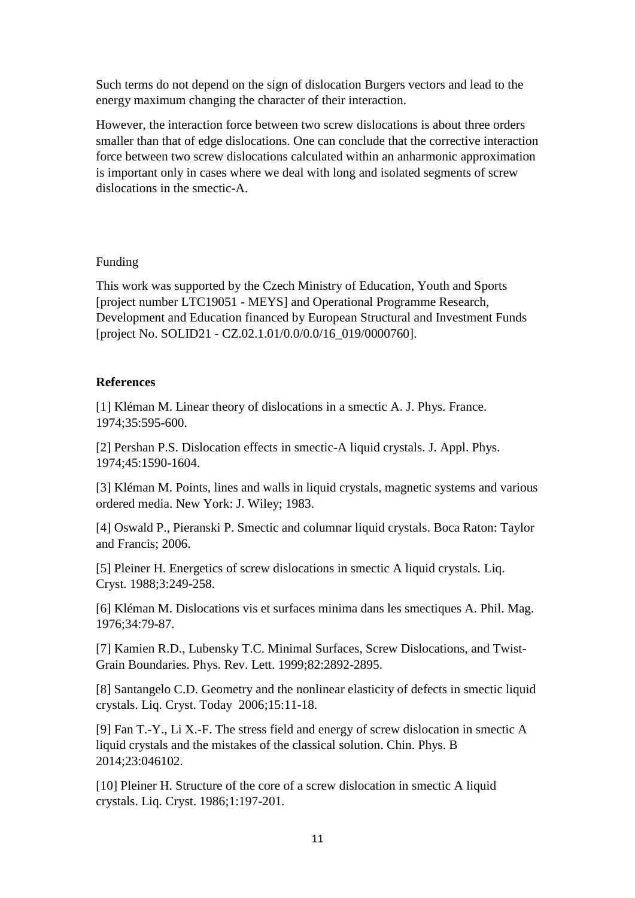Such terms do not depend on the sign of dislocation Burgers vectors and lead to the energy maximum changing the character of their interaction.

However, the interaction force between two screw dislocations is about three orders smaller than that of edge dislocations. One can conclude that the corrective interaction force between two screw dislocations calculated within an anharmonic approximation is important only in cases where we deal with long and isolated segments of screw dislocations in the smectic-A.

Funding

This work was supported by the Czech Ministry of Education, Youth and Sports [project number LTC19051 - MEYS] and Operational Programme Research, Development and Education financed by European Structural and Investment Funds [project No. SOLID21 - CZ.02.1.01/0.0/0.0/16_019/0000760].

**References**

[1] Kléman M. Linear theory of dislocations in a smectic A. J. Phys. France. 1974;35:595-600.

[2] Pershan P.S. Dislocation effects in smectic-A liquid crystals. J. Appl. Phys. 1974;45:1590-1604.

[3] Kléman M. Points, lines and walls in liquid crystals, magnetic systems and various ordered media. New York: J. Wiley; 1983.

[4] Oswald P., Pieranski P. Smectic and columnar liquid crystals. Boca Raton: Taylor and Francis; 2006.

[5] Pleiner H. Energetics of screw dislocations in smectic A liquid crystals. Liq. Cryst. 1988;3:249-258.

[6] Kléman M. Dislocations vis et surfaces minima dans les smectiques A. Phil. Mag. 1976;34:79-87.

[7] Kamien R.D., Lubensky T.C. Minimal Surfaces, Screw Dislocations, and Twist-Grain Boundaries. Phys. Rev. Lett. 1999;82:2892-2895.

[8] Santangelo C.D. Geometry and the nonlinear elasticity of defects in smectic liquid crystals. Liq. Cryst. Today 2006;15:11-18.

[9] Fan T.-Y., Li X.-F. The stress field and energy of screw dislocation in smectic A liquid crystals and the mistakes of the classical solution. Chin. Phys. B 2014;23:046102.

[10] Pleiner H. Structure of the core of a screw dislocation in smectic A liquid crystals. Liq. Cryst. 1986;1:197-201.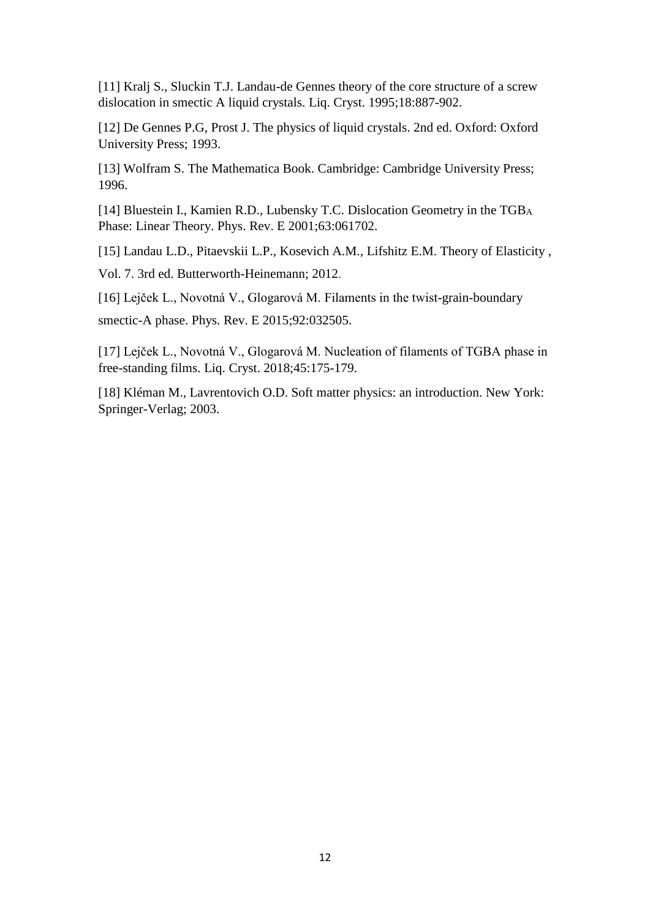[11] Kralj S., Sluckin T.J. Landau-de Gennes theory of the core structure of a screw dislocation in smectic A liquid crystals. Liq. Cryst. 1995;18:887-902.

[12] De Gennes P.G, Prost J. The physics of liquid crystals. 2nd ed. Oxford: Oxford University Press; 1993.

[13] Wolfram S. The Mathematica Book. Cambridge: Cambridge University Press; 1996.

[14] Bluestein I., Kamien R.D., Lubensky T.C. Dislocation Geometry in the $TGB_A$ Phase: Linear Theory. Phys. Rev. E 2001;63:061702.

[15] Landau L.D., Pitaevskii L.P., Kosevich A.M., Lifshitz E.M. Theory of Elasticity , Vol. 7. 3rd ed. Butterworth-Heinemann; 2012.

[16] Lejček L., Novotná V., Glogarová M. Filaments in the twist-grain-boundary smectic-A phase. Phys. Rev. E 2015;92:032505.

[17] Lejček L., Novotná V., Glogarová M. Nucleation of filaments of TGBA phase in free-standing films. Liq. Cryst. 2018;45:175-179.

[18] Kléman M., Lavrentovich O.D. Soft matter physics: an introduction. New York: Springer-Verlag; 2003.